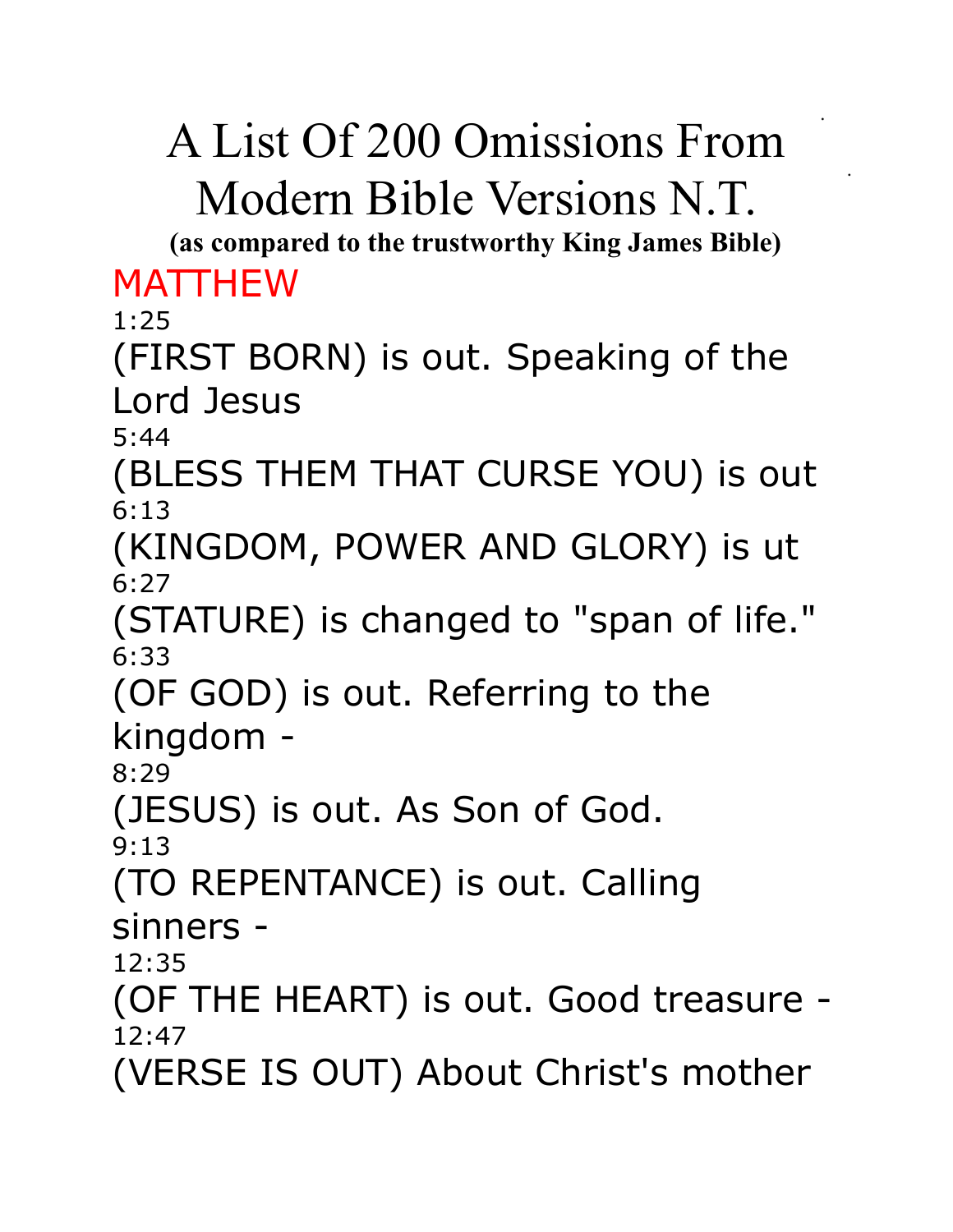# A List Of 200 Omissions From Modern Bible Versions N.T.

**(as compared to the trustworthy King James Bible)**

## MATTHEW

1:25

(FIRST BORN) is out. Speaking of the Lord Jesus

5:44

(BLESS THEM THAT CURSE YOU) is out

6:13

(KINGDOM, POWER AND GLORY) is ut

6:27

(STATURE) is changed to "span of life."

6:33

(OF GOD) is out. Referring to the kingdom -

8:29

(JESUS) is out. As Son of God.

9:13

(TO REPENTANCE) is out. Calling sinners -

12:35

(OF THE HEART) is out. Good treasure -

12:47

(VERSE IS OUT) About Christ's mother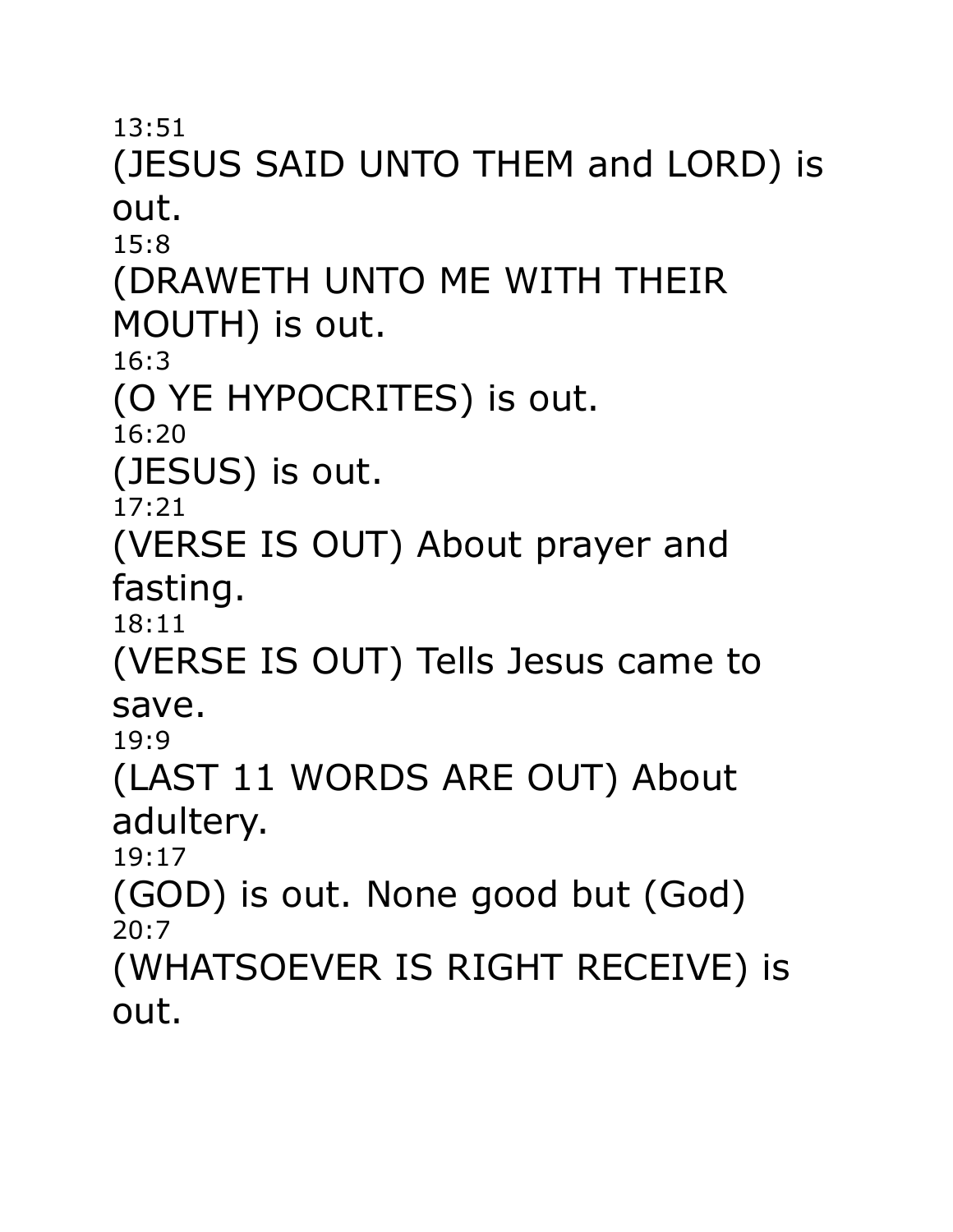13:51

(JESUS SAID UNTO THEM and LORD) is out.

15:8

(DRAWETH UNTO ME WITH THEIR MOUTH) is out.

16:3

(O YE HYPOCRITES) is out.

16:20

(JESUS) is out.

17:21

(VERSE IS OUT) About prayer and fasting.

18:11

(VERSE IS OUT) Tells Jesus came to save.

19:9

(LAST 11 WORDS ARE OUT) About adultery.

19:17

(GOD) is out. None good but (God)

20:7

(WHATSOEVER IS RIGHT RECEIVE) is out.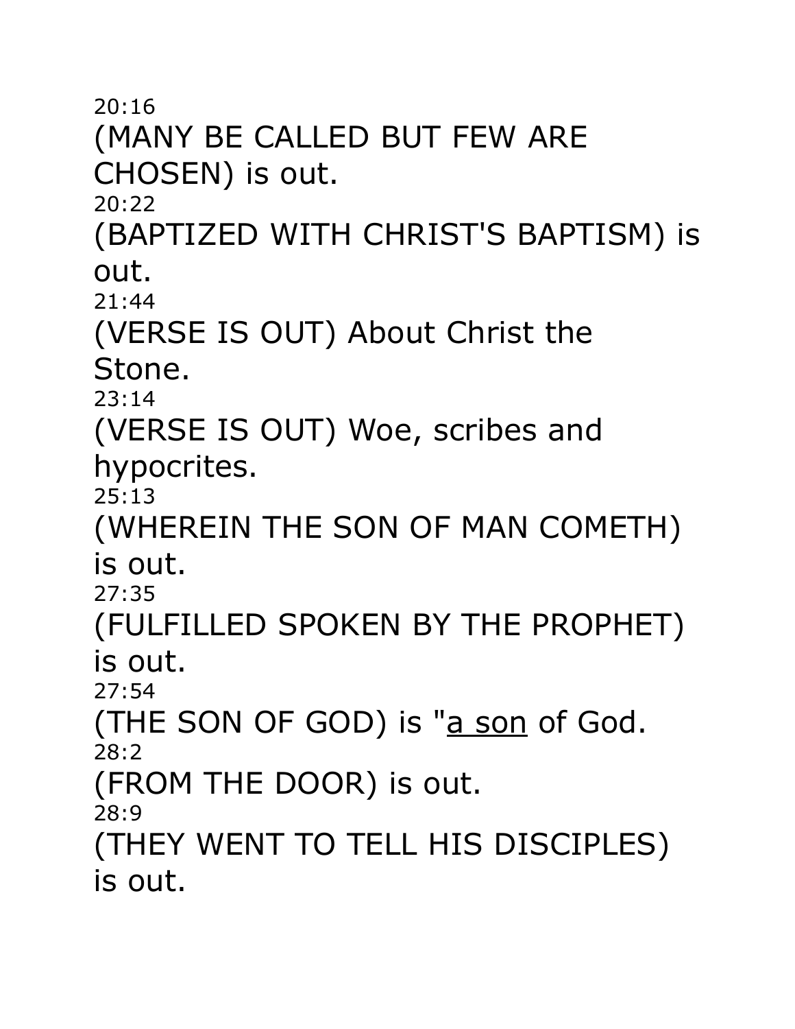20:16

(MANY BE CALLED BUT FEW ARE CHOSEN) is out.

20:22

(BAPTIZED WITH CHRIST'S BAPTISM) is out.

21:44

(VERSE IS OUT) About Christ the Stone.

23:14

(VERSE IS OUT) Woe, scribes and hypocrites.

25:13

(WHEREIN THE SON OF MAN COMETH) is out.

27:35

(FULFILLED SPOKEN BY THE PROPHET) is out.

27:54

(THE SON OF GOD) is "<u>a son</u> of God.

28:2

(FROM THE DOOR) is out.

28:9

(THEY WENT TO TELL HIS DISCIPLES) is out.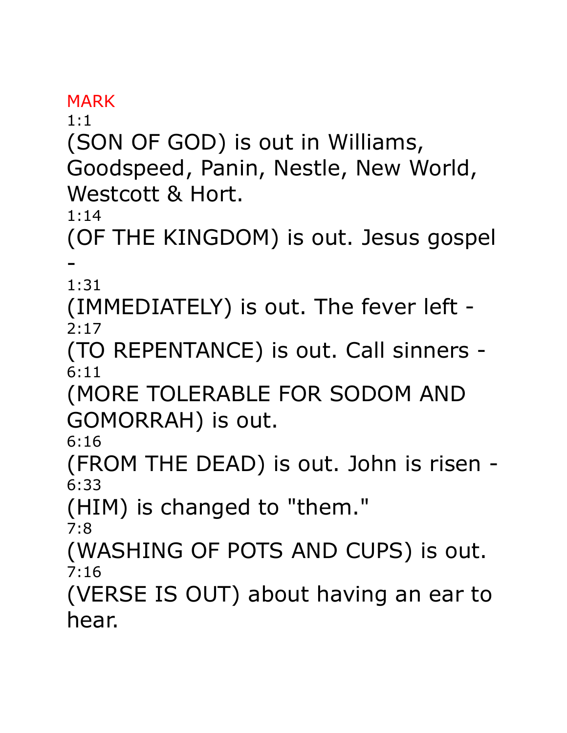## MARK

1:1

(SON OF GOD) is out in Williams, Goodspeed, Panin, Nestle, New World, Westcott & Hort.

1:14

(OF THE KINGDOM) is out. Jesus gospel -

1:31

(IMMEDIATELY) is out. The fever left -

2:17

(TO REPENTANCE) is out. Call sinners -

6:11

(MORE TOLERABLE FOR SODOM AND GOMORRAH) is out.

6:16

(FROM THE DEAD) is out. John is risen -

6:33

(HIM) is changed to "them."

7:8

(WASHING OF POTS AND CUPS) is out.

7:16

(VERSE IS OUT) about having an ear to hear.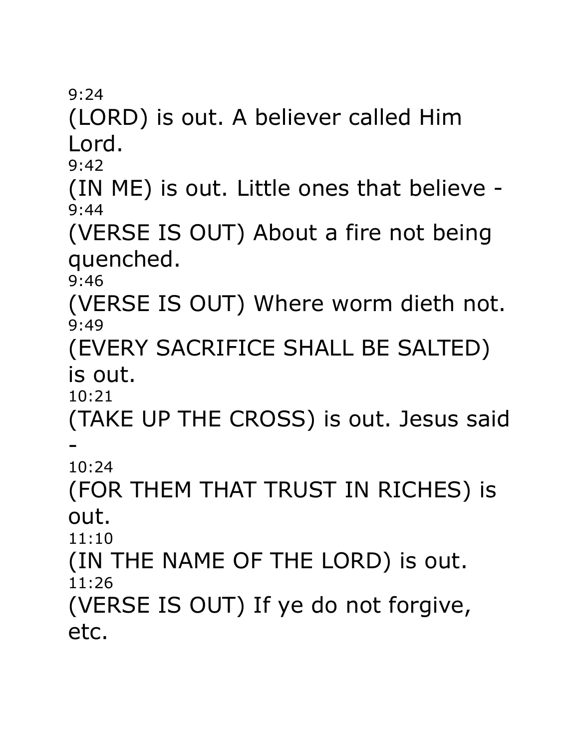9:24

(LORD) is out. A believer called Him Lord.

9:42

(IN ME) is out. Little ones that believe -

9:44

(VERSE IS OUT) About a fire not being quenched.

9:46

(VERSE IS OUT) Where worm dieth not.

9:49

(EVERY SACRIFICE SHALL BE SALTED) is out.

10:21

(TAKE UP THE CROSS) is out. Jesus said -

10:24

(FOR THEM THAT TRUST IN RICHES) is out.

11:10

(IN THE NAME OF THE LORD) is out.

11:26

(VERSE IS OUT) If ye do not forgive, etc.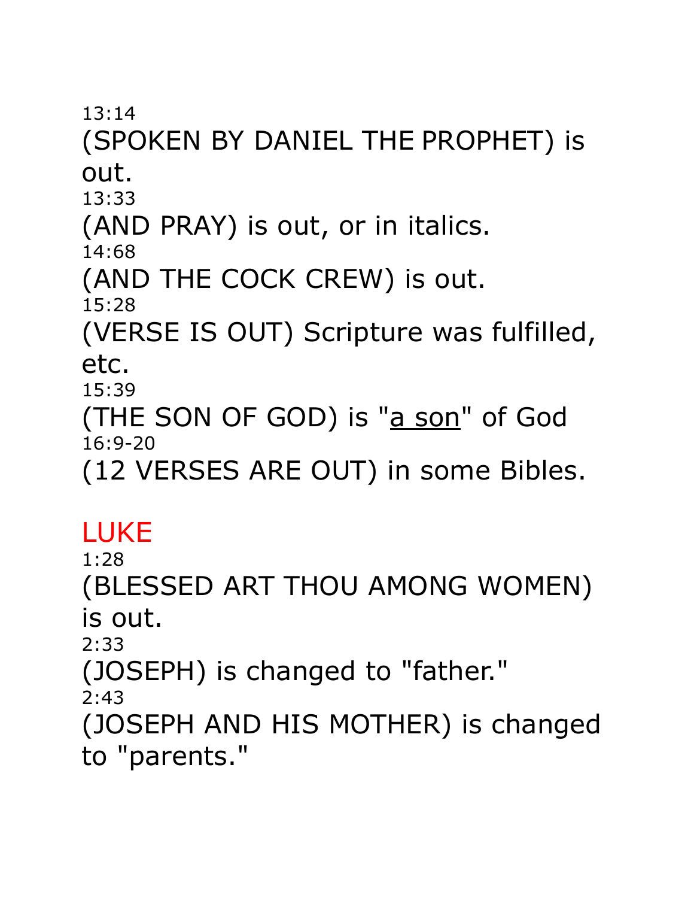13:14

(SPOKEN BY DANIEL THE PROPHET) is out.

13:33

(AND PRAY) is out, or in italics.

14:68

(AND THE COCK CREW) is out.

15:28

(VERSE IS OUT) Scripture was fulfilled, etc.

15:39

(THE SON OF GOD) is "<u>a son</u>" of God

16:9-20

(12 VERSES ARE OUT) in some Bibles.

## LUKE

1:28

(BLESSED ART THOU AMONG WOMEN) is out.

2:33

(JOSEPH) is changed to "father."

2:43

(JOSEPH AND HIS MOTHER) is changed to "parents."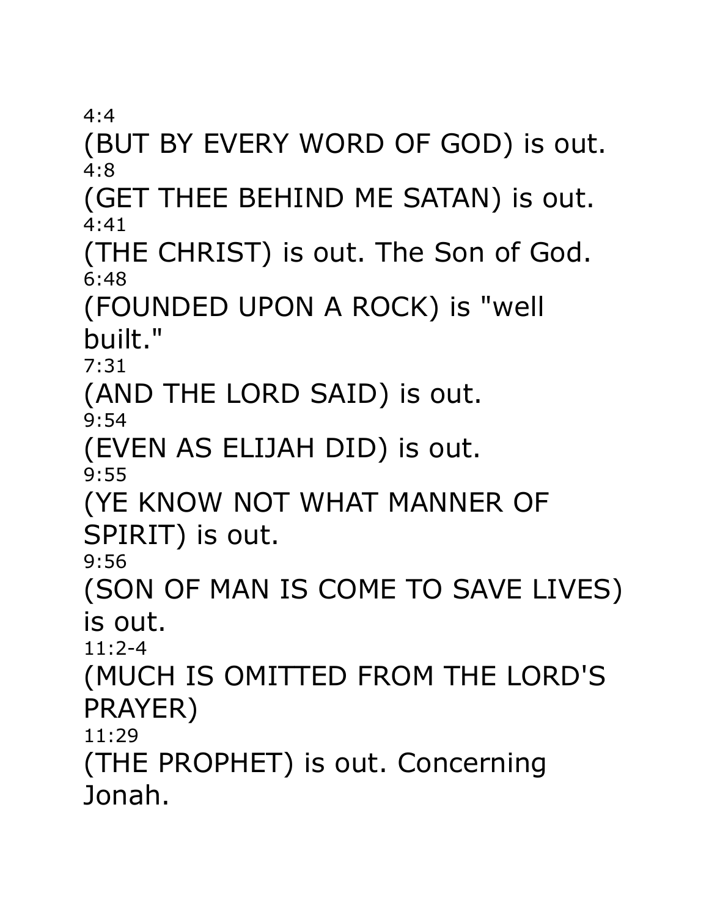4:4

(BUT BY EVERY WORD OF GOD) is out.

4:8

(GET THEE BEHIND ME SATAN) is out.

4:41

(THE CHRIST) is out. The Son of God.

6:48

(FOUNDED UPON A ROCK) is "well built."

7:31

(AND THE LORD SAID) is out.

9:54

(EVEN AS ELIJAH DID) is out.

9:55

(YE KNOW NOT WHAT MANNER OF SPIRIT) is out.

9:56

(SON OF MAN IS COME TO SAVE LIVES) is out.

11:2-4

(MUCH IS OMITTED FROM THE LORD'S PRAYER)

11:29

(THE PROPHET) is out. Concerning Jonah.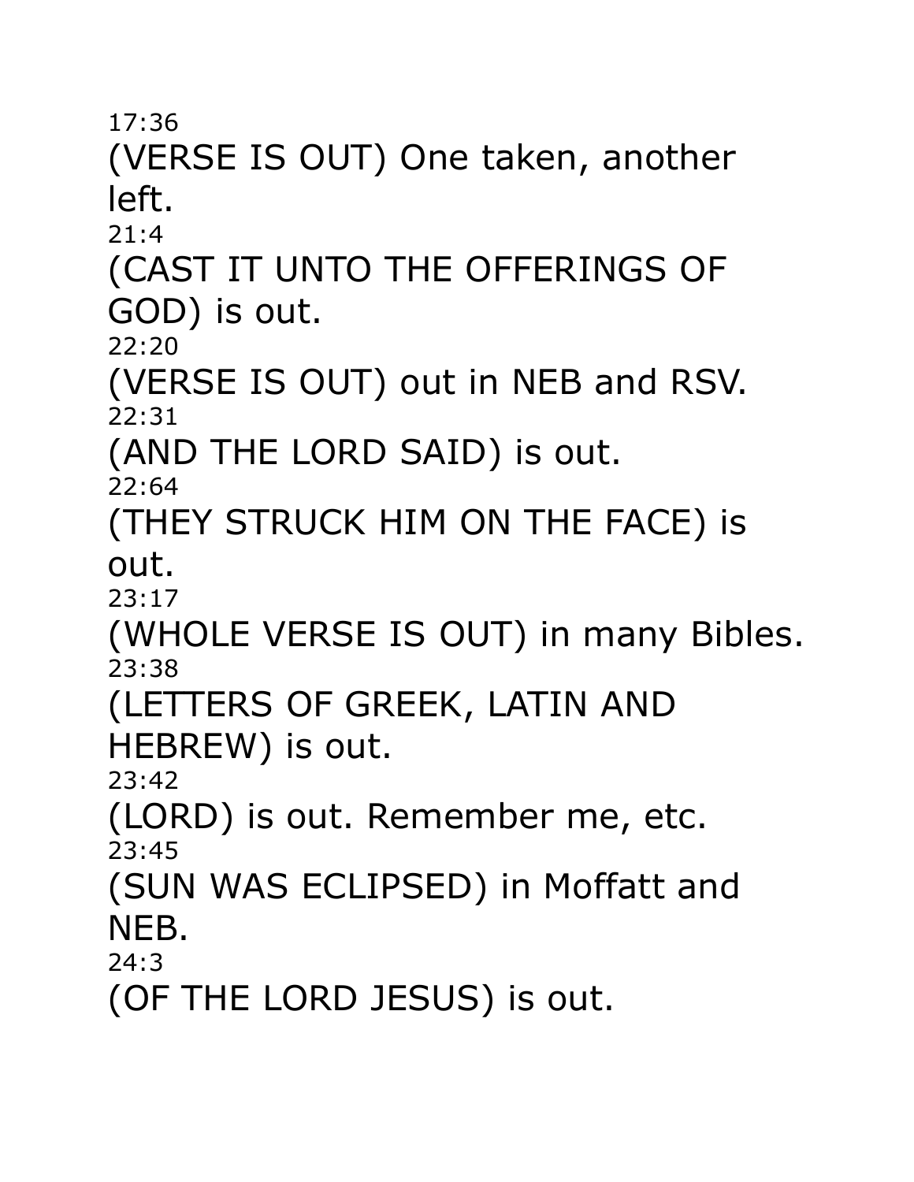17:36
(VERSE IS OUT) One taken, another left.
21:4
(CAST IT UNTO THE OFFERINGS OF GOD) is out.
22:20
(VERSE IS OUT) out in NEB and RSV.
22:31
(AND THE LORD SAID) is out.
22:64
(THEY STRUCK HIM ON THE FACE) is out.
23:17
(WHOLE VERSE IS OUT) in many Bibles.
23:38
(LETTERS OF GREEK, LATIN AND HEBREW) is out.
23:42
(LORD) is out. Remember me, etc.
23:45
(SUN WAS ECLIPSED) in Moffatt and NEB.
24:3
(OF THE LORD JESUS) is out.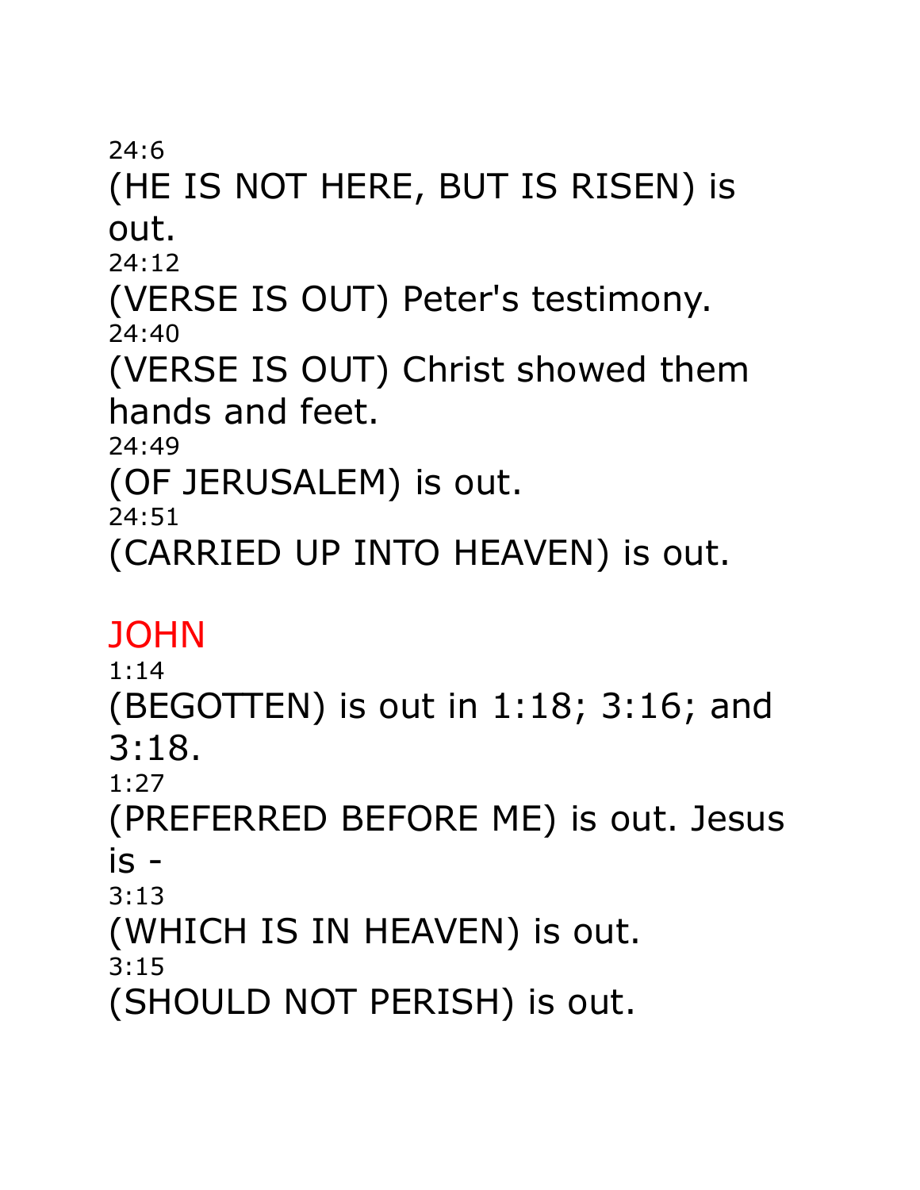24:6

(HE IS NOT HERE, BUT IS RISEN) is out.

24:12

(VERSE IS OUT) Peter's testimony.

24:40

(VERSE IS OUT) Christ showed them hands and feet.

24:49

(OF JERUSALEM) is out.

24:51

(CARRIED UP INTO HEAVEN) is out.

## JOHN

1:14

(BEGOTTEN) is out in 1:18; 3:16; and 3:18.

1:27

(PREFERRED BEFORE ME) is out. Jesus is -

3:13

(WHICH IS IN HEAVEN) is out.

3:15

(SHOULD NOT PERISH) is out.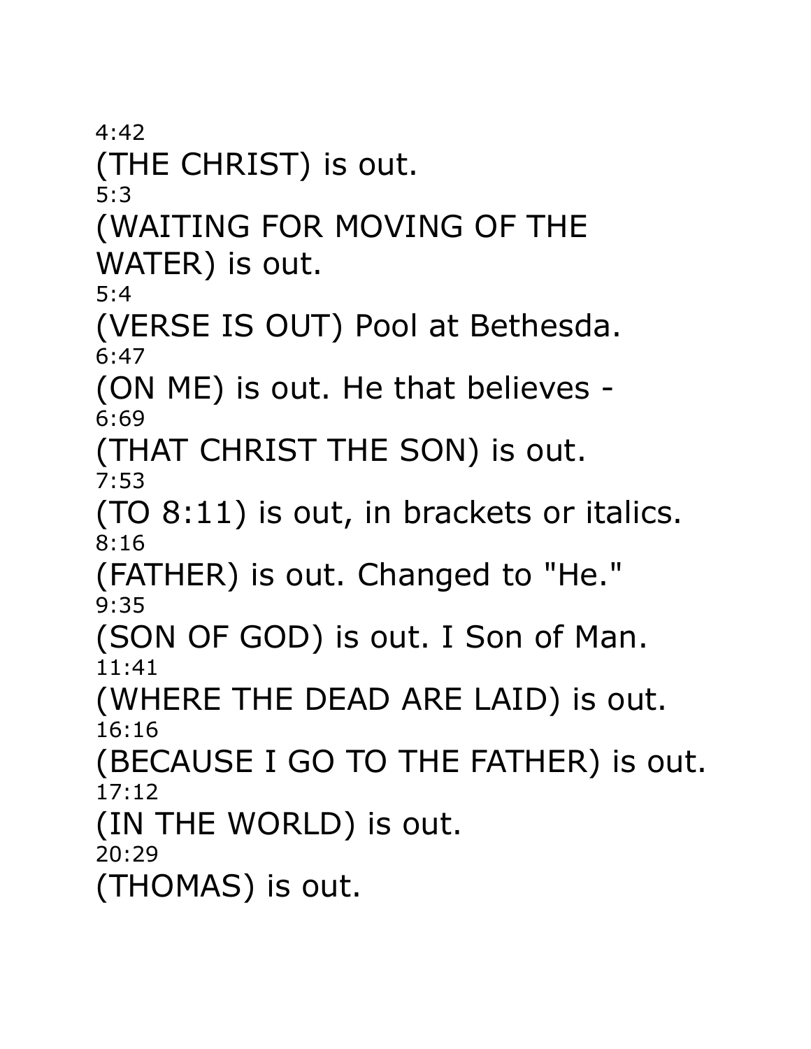4:42

(THE CHRIST) is out.

5:3

(WAITING FOR MOVING OF THE WATER) is out.

5:4

(VERSE IS OUT) Pool at Bethesda.

6:47

(ON ME) is out. He that believes -

6:69

(THAT CHRIST THE SON) is out.

7:53

(TO 8:11) is out, in brackets or italics.

8:16

(FATHER) is out. Changed to "He."

9:35

(SON OF GOD) is out. I Son of Man.

11:41

(WHERE THE DEAD ARE LAID) is out.

16:16

(BECAUSE I GO TO THE FATHER) is out.

17:12

(IN THE WORLD) is out.

20:29

(THOMAS) is out.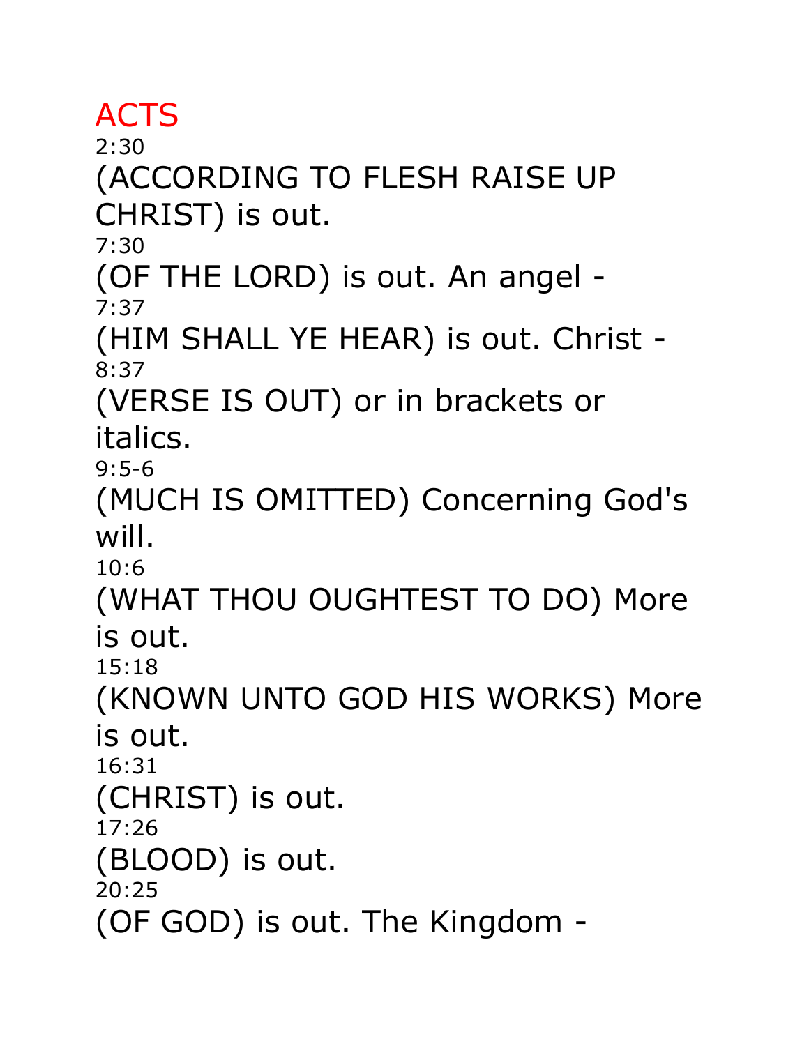# ACTS

2:30

(ACCORDING TO FLESH RAISE UP CHRIST) is out.

7:30

(OF THE LORD) is out. An angel -

7:37

(HIM SHALL YE HEAR) is out. Christ -

8:37

(VERSE IS OUT) or in brackets or italics.

9:5-6

(MUCH IS OMITTED) Concerning God's will.

10:6

(WHAT THOU OUGHTEST TO DO) More is out.

15:18

(KNOWN UNTO GOD HIS WORKS) More is out.

16:31

(CHRIST) is out.

17:26

(BLOOD) is out.

20:25

(OF GOD) is out. The Kingdom -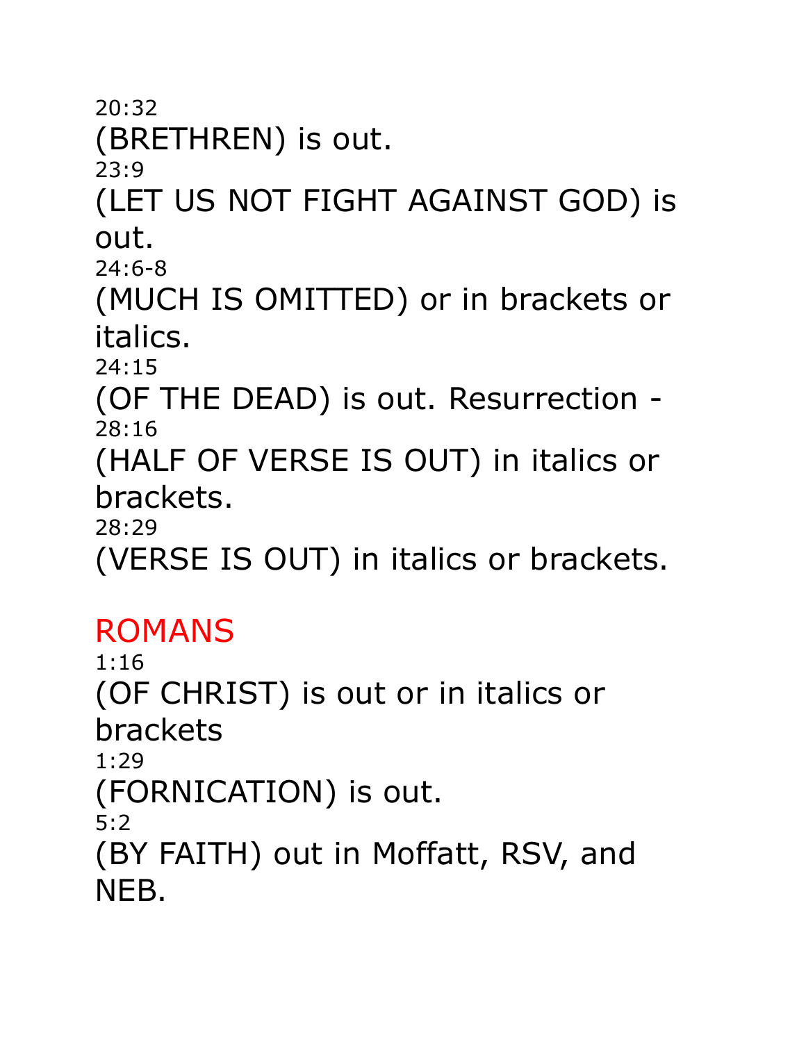20:32

(BRETHREN) is out.

23:9

(LET US NOT FIGHT AGAINST GOD) is out.

24:6-8

(MUCH IS OMITTED) or in brackets or italics.

24:15

(OF THE DEAD) is out. Resurrection -

28:16

(HALF OF VERSE IS OUT) in italics or brackets.

28:29

(VERSE IS OUT) in italics or brackets.

## ROMANS

1:16

(OF CHRIST) is out or in italics or brackets

1:29

(FORNICATION) is out.

5:2

(BY FAITH) out in Moffatt, RSV, and NEB.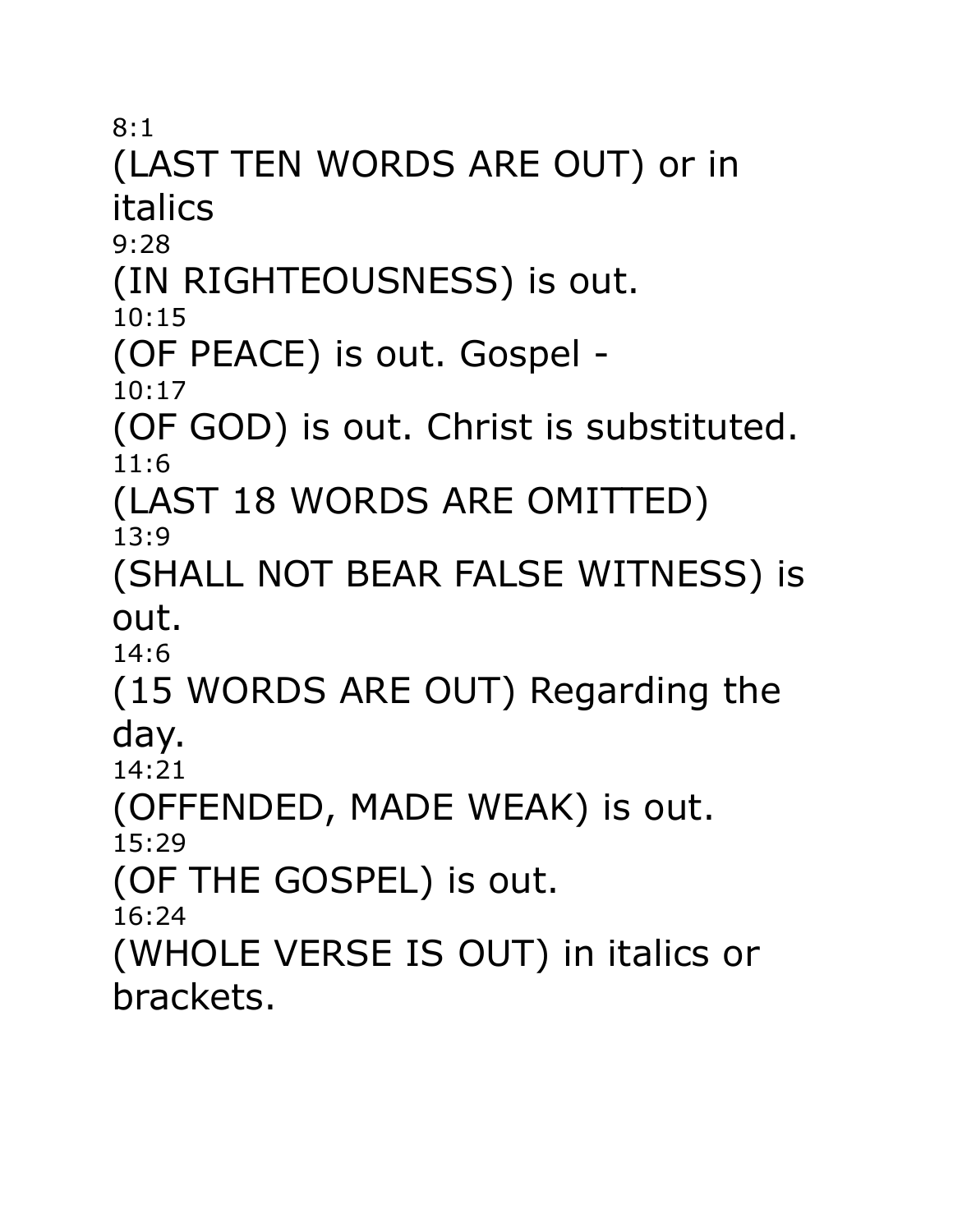8:1

(LAST TEN WORDS ARE OUT) or in italics

9:28

(IN RIGHTEOUSNESS) is out.

10:15

(OF PEACE) is out. Gospel -

10:17

(OF GOD) is out. Christ is substituted.

11:6

(LAST 18 WORDS ARE OMITTED)

13:9

(SHALL NOT BEAR FALSE WITNESS) is out.

14:6

(15 WORDS ARE OUT) Regarding the day.

14:21

(OFFENDED, MADE WEAK) is out.

15:29

(OF THE GOSPEL) is out.

16:24

(WHOLE VERSE IS OUT) in italics or brackets.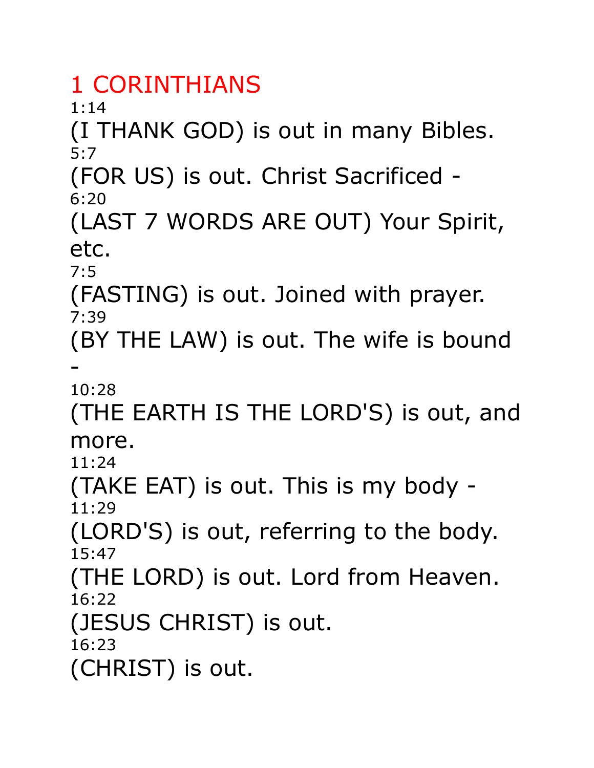# 1 CORINTHIANS

1:14

(I THANK GOD) is out in many Bibles.

5:7

(FOR US) is out. Christ Sacrificed -

6:20

(LAST 7 WORDS ARE OUT) Your Spirit, etc.

7:5

(FASTING) is out. Joined with prayer.

7:39

(BY THE LAW) is out. The wife is bound -

10:28

(THE EARTH IS THE LORD'S) is out, and more.

11:24

(TAKE EAT) is out. This is my body -

11:29

(LORD'S) is out, referring to the body.

15:47

(THE LORD) is out. Lord from Heaven.

16:22

(JESUS CHRIST) is out.

16:23

(CHRIST) is out.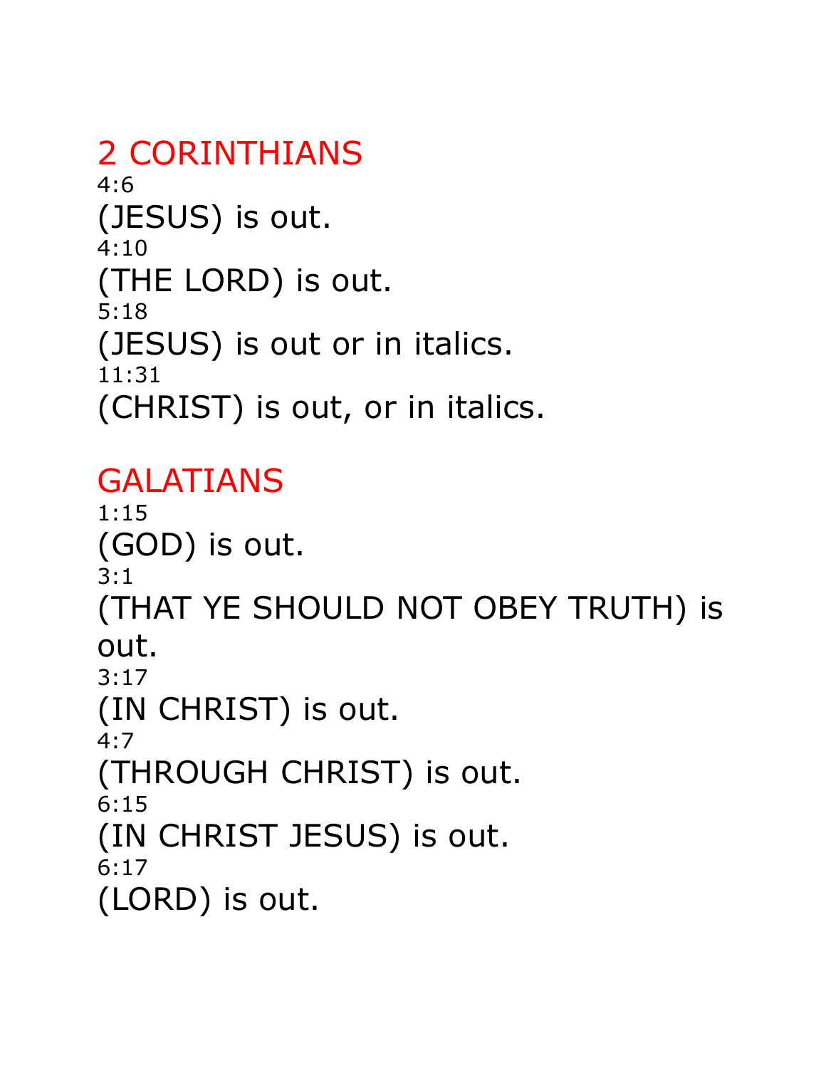## 2 CORINTHIANS

4:6

(JESUS) is out.

4:10

(THE LORD) is out.

5:18

(JESUS) is out or in italics.

11:31

(CHRIST) is out, or in italics.

## GALATIANS

1:15

(GOD) is out.

3:1

(THAT YE SHOULD NOT OBEY TRUTH) is out.

3:17

(IN CHRIST) is out.

4:7

(THROUGH CHRIST) is out.

6:15

(IN CHRIST JESUS) is out.

6:17

(LORD) is out.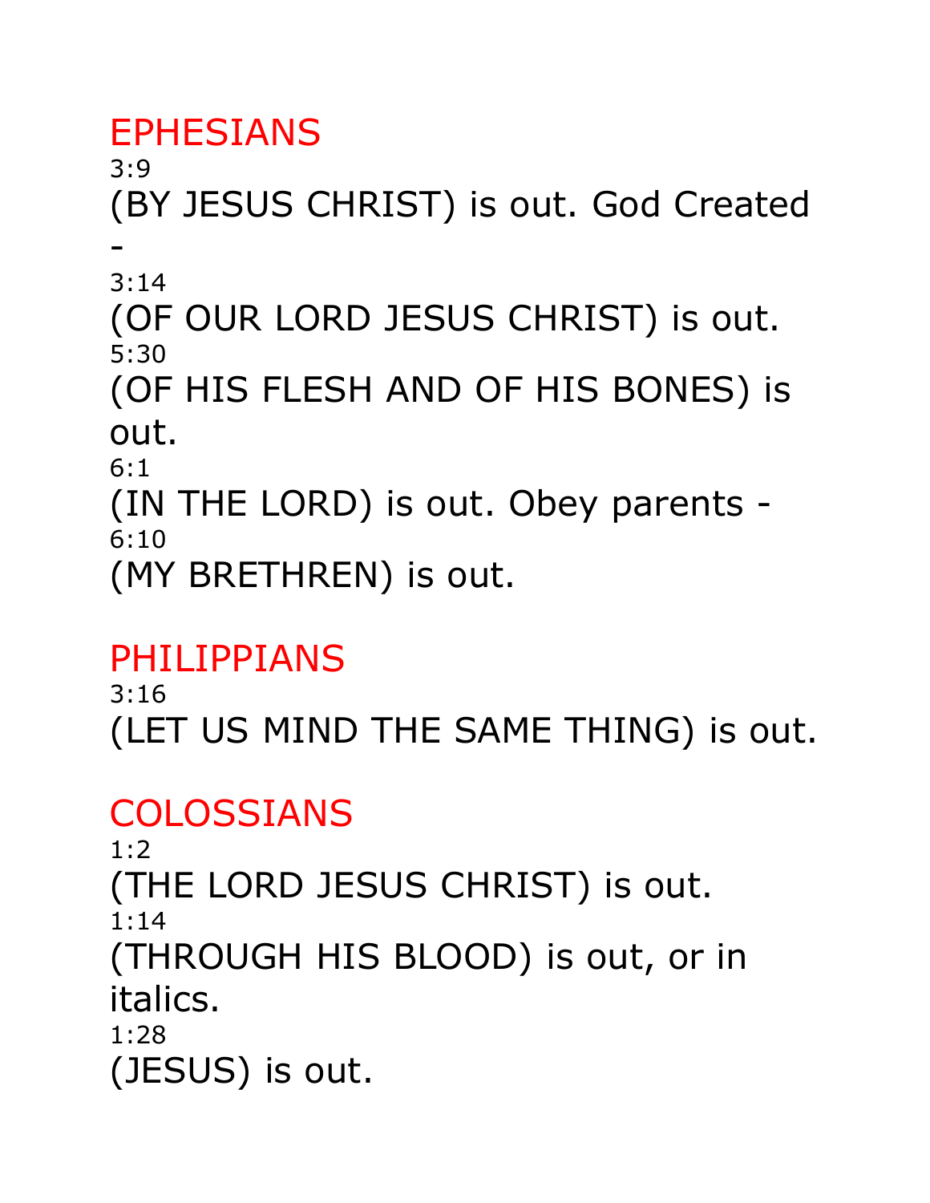## EPHESIANS

3:9

(BY JESUS CHRIST) is out. God Created -

3:14

(OF OUR LORD JESUS CHRIST) is out.

5:30

(OF HIS FLESH AND OF HIS BONES) is out.

6:1

(IN THE LORD) is out. Obey parents -

6:10

(MY BRETHREN) is out.

## PHILIPPIANS

3:16

(LET US MIND THE SAME THING) is out.

## COLOSSIANS

1:2

(THE LORD JESUS CHRIST) is out.

1:14

(THROUGH HIS BLOOD) is out, or in italics.

1:28

(JESUS) is out.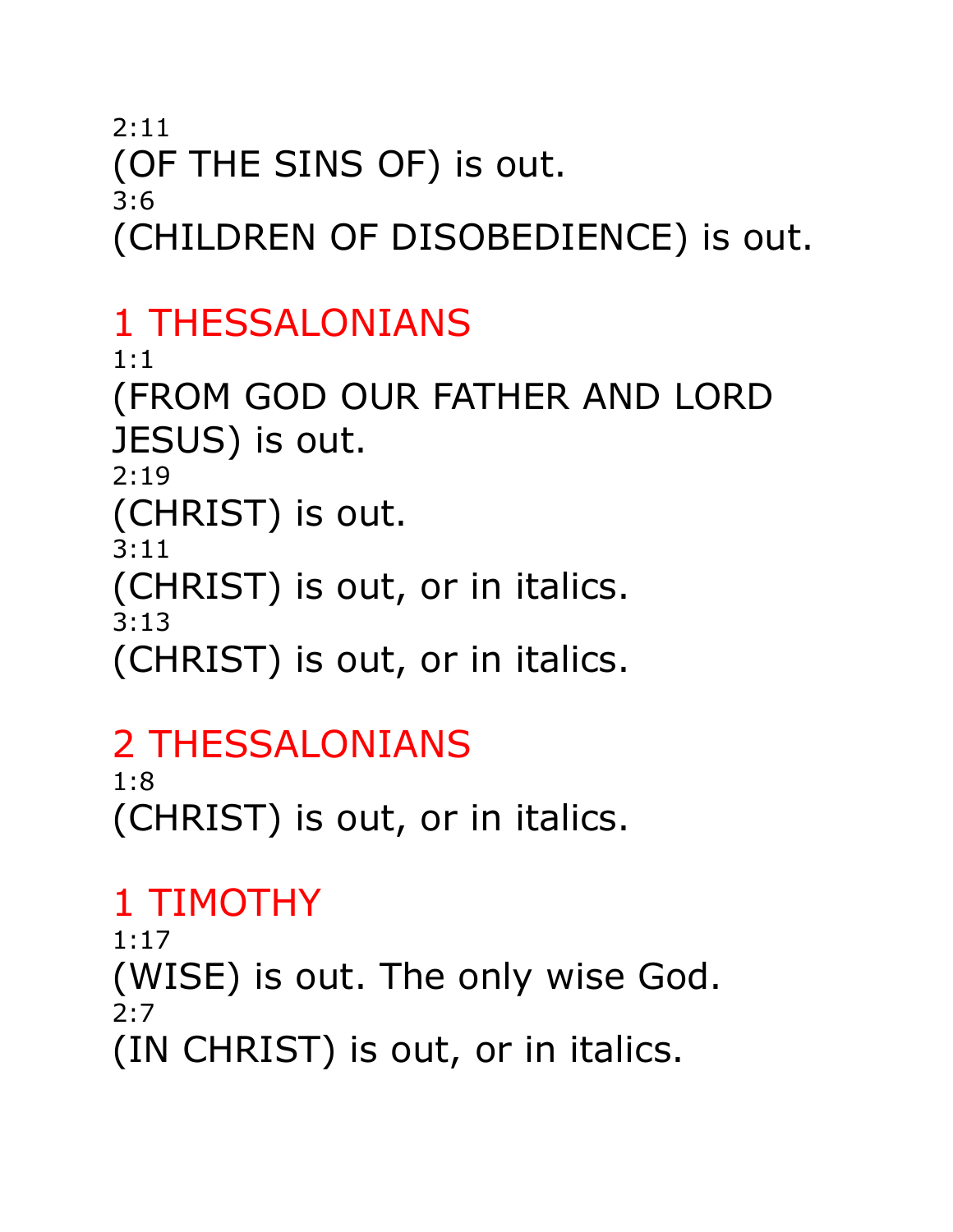2:11

(OF THE SINS OF) is out.

3:6

(CHILDREN OF DISOBEDIENCE) is out.

## 1 THESSALONIANS

1:1

(FROM GOD OUR FATHER AND LORD JESUS) is out.

2:19

(CHRIST) is out.

3:11

(CHRIST) is out, or in italics.

3:13

(CHRIST) is out, or in italics.

## 2 THESSALONIANS

1:8

(CHRIST) is out, or in italics.

## 1 TIMOTHY

1:17

(WISE) is out. The only wise God.

2:7

(IN CHRIST) is out, or in italics.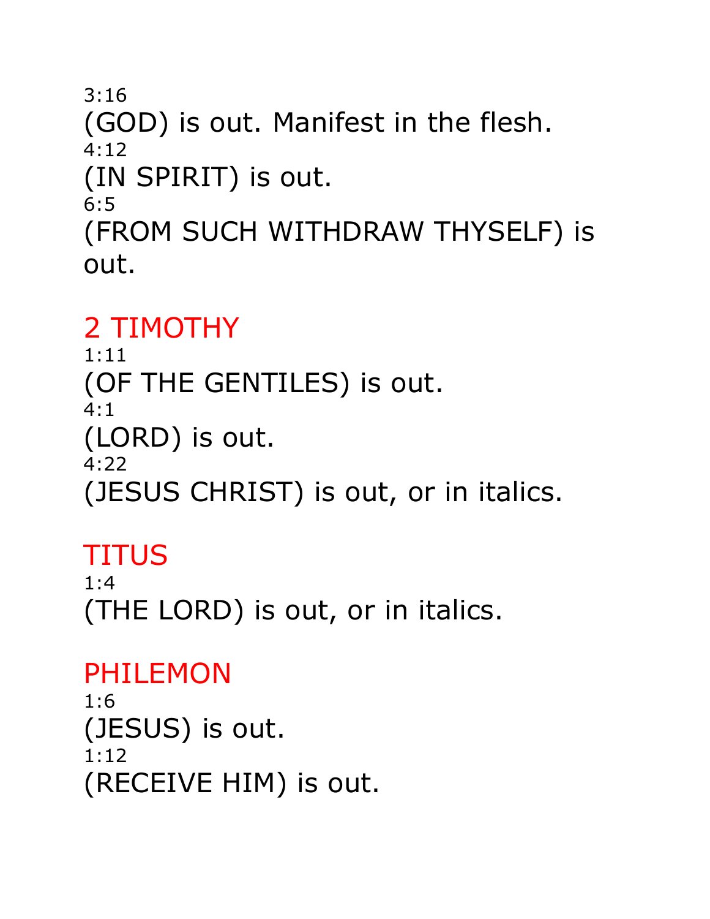3:16

(GOD) is out. Manifest in the flesh.

4:12

(IN SPIRIT) is out.

6:5

(FROM SUCH WITHDRAW THYSELF) is out.

## 2 TIMOTHY

1:11

(OF THE GENTILES) is out.

4:1

(LORD) is out.

4:22

(JESUS CHRIST) is out, or in italics.

## TITUS

1:4

(THE LORD) is out, or in italics.

## PHILEMON

1:6

(JESUS) is out.

1:12

(RECEIVE HIM) is out.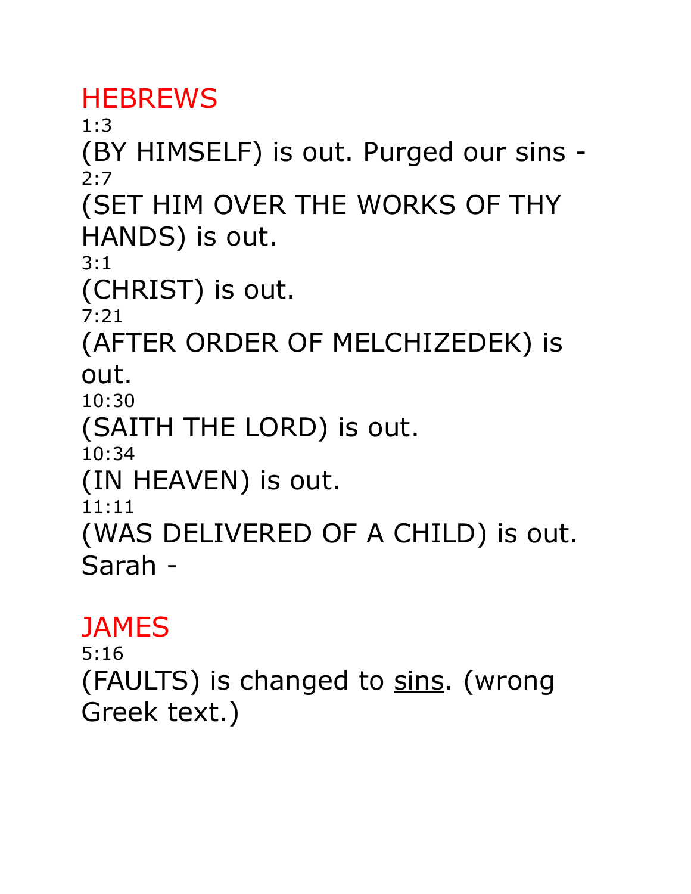## HEBREWS

1:3

(BY HIMSELF) is out. Purged our sins -

2:7

(SET HIM OVER THE WORKS OF THY HANDS) is out.

3:1

(CHRIST) is out.

7:21

(AFTER ORDER OF MELCHIZEDEK) is out.

10:30

(SAITH THE LORD) is out.

10:34

(IN HEAVEN) is out.

11:11

(WAS DELIVERED OF A CHILD) is out. Sarah -

## JAMES

5:16

(FAULTS) is changed to <u>sins</u>. (wrong Greek text.)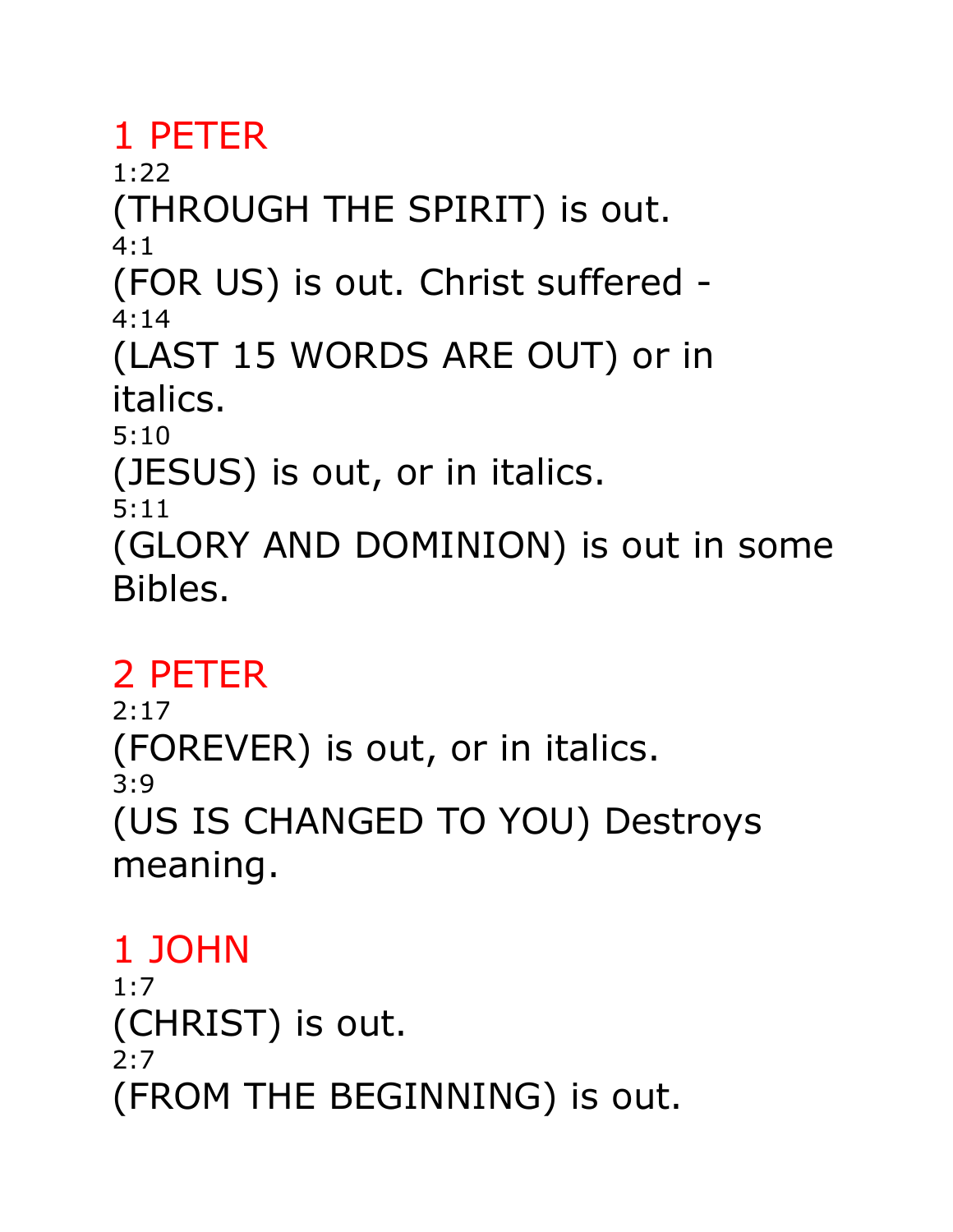## 1 PETER

1:22

(THROUGH THE SPIRIT) is out.

4:1

(FOR US) is out. Christ suffered -

4:14

(LAST 15 WORDS ARE OUT) or in italics.

5:10

(JESUS) is out, or in italics.

5:11

(GLORY AND DOMINION) is out in some Bibles.

## 2 PETER

2:17

(FOREVER) is out, or in italics.

3:9

(US IS CHANGED TO YOU) Destroys meaning.

## 1 JOHN

1:7

(CHRIST) is out.

2:7

(FROM THE BEGINNING) is out.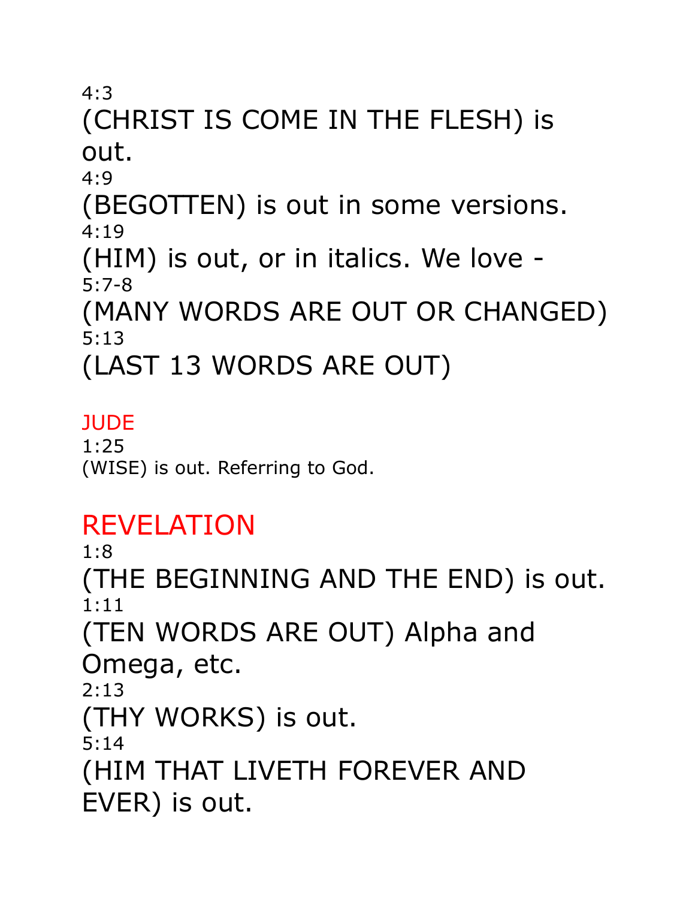4:3

(CHRIST IS COME IN THE FLESH) is out.

4:9

(BEGOTTEN) is out in some versions.

4:19

(HIM) is out, or in italics. We love -

5:7-8

(MANY WORDS ARE OUT OR CHANGED)

5:13

(LAST 13 WORDS ARE OUT)

## JUDE

1:25

(WISE) is out. Referring to God.

## REVELATION

1:8

(THE BEGINNING AND THE END) is out.

1:11

(TEN WORDS ARE OUT) Alpha and Omega, etc.

2:13

(THY WORKS) is out.

5:14

(HIM THAT LIVETH FOREVER AND EVER) is out.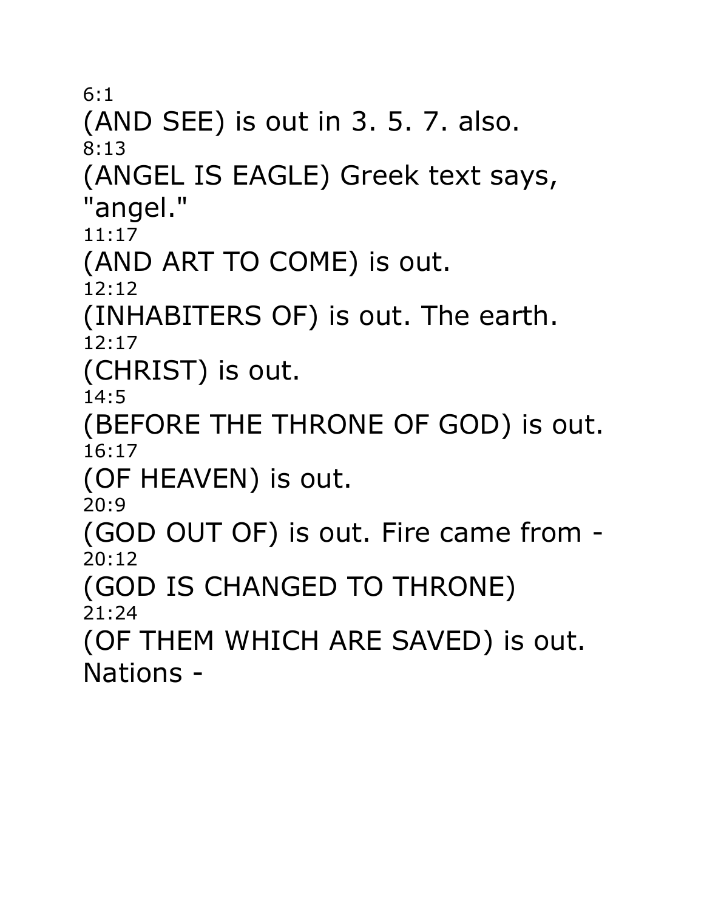6:1

(AND SEE) is out in 3. 5. 7. also.

8:13

(ANGEL IS EAGLE) Greek text says, "angel."

11:17

(AND ART TO COME) is out.

12:12

(INHABITERS OF) is out. The earth.

12:17

(CHRIST) is out.

14:5

(BEFORE THE THRONE OF GOD) is out.

16:17

(OF HEAVEN) is out.

20:9

(GOD OUT OF) is out. Fire came from -

20:12

(GOD IS CHANGED TO THRONE)

21:24

(OF THEM WHICH ARE SAVED) is out. Nations -